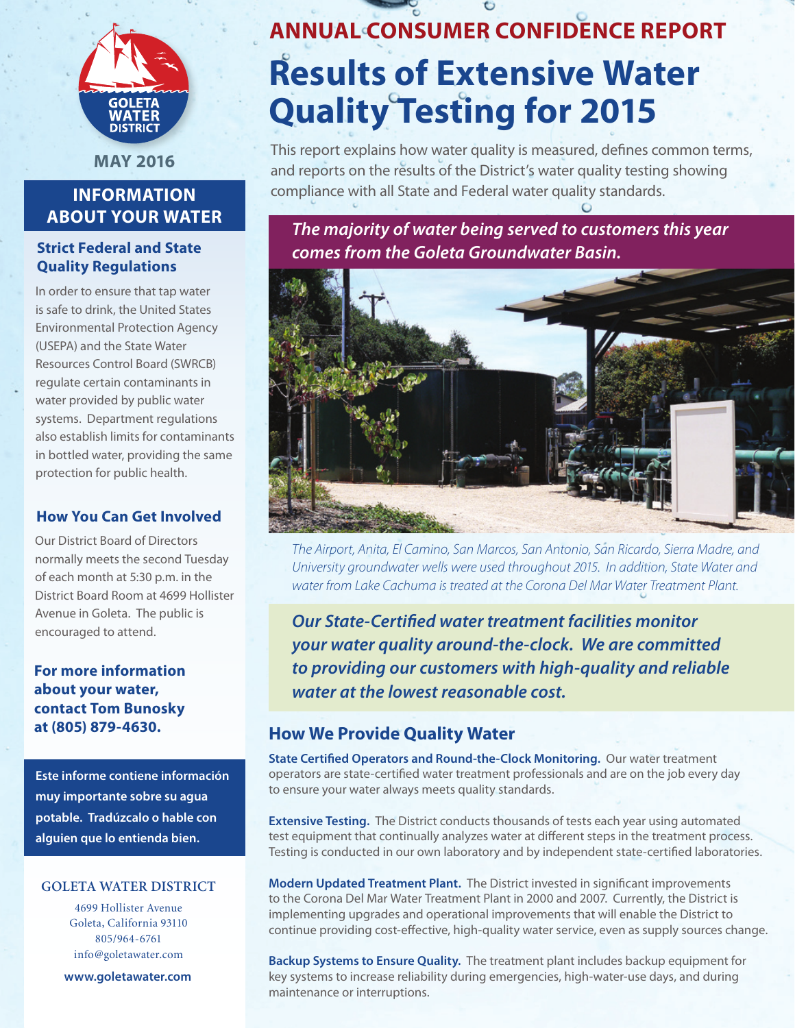# ANNUAL CONSUMER CONFIDENCE REPORT

# Results of Extensive Water Quality Testing for 2015

This report explains how water quality is measured, defines common terms, and reports on the results of the District's water quality testing showing compliance with all State and Federal water quality standards.

***The majority of water being served to customers this year comes from the Goleta Groundwater Basin.***

*The Airport, Anita, El Camino, San Marcos, San Antonio, San Ricardo, Sierra Madre, and University groundwater wells were used throughout 2015. In addition, State Water and water from Lake Cachuma is treated at the Corona Del Mar Water Treatment Plant.*

***Our State-Certified water treatment facilities monitor your water quality around-the-clock. We are committed to providing our customers with high-quality and reliable water at the lowest reasonable cost.***

## How We Provide Quality Water

**State Certified Operators and Round-the-Clock Monitoring.** Our water treatment operators are state-certified water treatment professionals and are on the job every day to ensure your water always meets quality standards.

**Extensive Testing.** The District conducts thousands of tests each year using automated test equipment that continually analyzes water at different steps in the treatment process. Testing is conducted in our own laboratory and by independent state-certified laboratories.

**Modern Updated Treatment Plant.** The District invested in significant improvements to the Corona Del Mar Water Treatment Plant in 2000 and 2007. Currently, the District is implementing upgrades and operational improvements that will enable the District to continue providing cost-effective, high-quality water service, even as supply sources change.

**Backup Systems to Ensure Quality.** The treatment plant includes backup equipment for key systems to increase reliability during emergencies, high-water-use days, and during maintenance or interruptions.

GOLETA WATER DISTRICT

**MAY 2016**

## INFORMATION ABOUT YOUR WATER

### Strict Federal and State Quality Regulations

In order to ensure that tap water is safe to drink, the United States Environmental Protection Agency (USEPA) and the State Water Resources Control Board (SWRCB) regulate certain contaminants in water provided by public water systems. Department regulations also establish limits for contaminants in bottled water, providing the same protection for public health.

### How You Can Get Involved

Our District Board of Directors normally meets the second Tuesday of each month at 5:30 p.m. in the District Board Room at 4699 Hollister Avenue in Goleta. The public is encouraged to attend.

**For more information about your water, contact Tom Bunosky at (805) 879-4630.**

**Este informe contiene información muy importante sobre su agua potable. Tradúzcalo o hable con alguien que lo entienda bien.**

GOLETA WATER DISTRICT

4699 Hollister Avenue
Goleta, California 93110
805/964-6761
info@goletawater.com

**www.goletawater.com**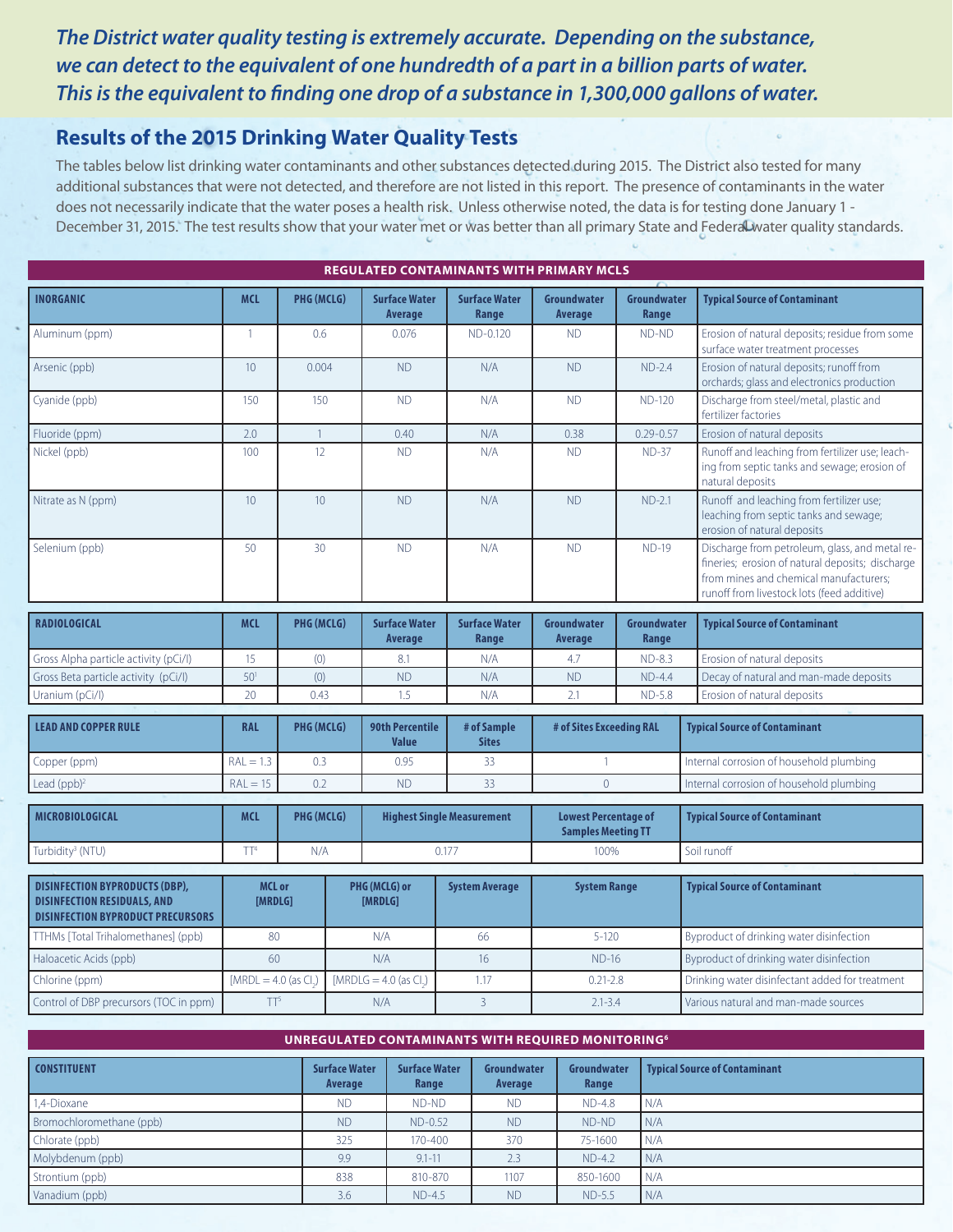***The District water quality testing is extremely accurate. Depending on the substance, we can detect to the equivalent of one hundredth of a part in a billion parts of water. This is the equivalent to finding one drop of a substance in 1,300,000 gallons of water.***

## Results of the 2015 Drinking Water Quality Tests

The tables below list drinking water contaminants and other substances detected during 2015. The District also tested for many additional substances that were not detected, and therefore are not listed in this report. The presence of contaminants in the water does not necessarily indicate that the water poses a health risk. Unless otherwise noted, the data is for testing done January 1 - December 31, 2015. The test results show that your water met or was better than all primary State and Federal water quality standards.

**REGULATED CONTAMINANTS WITH PRIMARY MCLS**

| INORGANIC | MCL | PHG (MCLG) | Surface Water Average | Surface Water Range | Groundwater Average | Groundwater Range | Typical Source of Contaminant |
|---|---|---|---|---|---|---|---|
| Aluminum (ppm) | 1 | 0.6 | 0.076 | ND-0.120 | ND | ND-ND | Erosion of natural deposits; residue from some surface water treatment processes |
| Arsenic (ppb) | 10 | 0.004 | ND | N/A | ND | ND-2.4 | Erosion of natural deposits; runoff from orchards; glass and electronics production |
| Cyanide (ppb) | 150 | 150 | ND | N/A | ND | ND-120 | Discharge from steel/metal, plastic and fertilizer factories |
| Fluoride (ppm) | 2.0 | 1 | 0.40 | N/A | 0.38 | 0.29-0.57 | Erosion of natural deposits |
| Nickel (ppb) | 100 | 12 | ND | N/A | ND | ND-37 | Runoff and leaching from fertilizer use; leaching from septic tanks and sewage; erosion of natural deposits |
| Nitrate as N (ppm) | 10 | 10 | ND | N/A | ND | ND-2.1 | Runoff and leaching from fertilizer use; leaching from septic tanks and sewage; erosion of natural deposits |
| Selenium (ppb) | 50 | 30 | ND | N/A | ND | ND-19 | Discharge from petroleum, glass, and metal refineries; erosion of natural deposits; discharge from mines and chemical manufacturers; runoff from livestock lots (feed additive) |

| RADIOLOGICAL | MCL | PHG (MCLG) | Surface Water Average | Surface Water Range | Groundwater Average | Groundwater Range | Typical Source of Contaminant |
|---|---|---|---|---|---|---|---|
| Gross Alpha particle activity (pCi/l) | 15 | (0) | 8.1 | N/A | 4.7 | ND-8.3 | Erosion of natural deposits |
| Gross Beta particle activity (pCi/l) | 50[1] | (0) | ND | N/A | ND | ND-4.4 | Decay of natural and man-made deposits |
| Uranium (pCi/l) | 20 | 0.43 | 1.5 | N/A | 2.1 | ND-5.8 | Erosion of natural deposits |

| LEAD AND COPPER RULE | RAL | PHG (MCLG) | 90th Percentile Value | # of Sample Sites | # of Sites Exceeding RAL | Typical Source of Contaminant |
|---|---|---|---|---|---|---|
| Copper (ppm) | RAL = 1.3 | 0.3 | 0.95 | 33 | 1 | Internal corrosion of household plumbing |
| Lead (ppb)[2] | RAL = 15 | 0.2 | ND | 33 | 0 | Internal corrosion of household plumbing |

| MICROBIOLOGICAL | MCL | PHG (MCLG) | Highest Single Measurement | Lowest Percentage of Samples Meeting TT | Typical Source of Contaminant |
|---|---|---|---|---|---|
| Turbidity[3] (NTU) | TT[4] | N/A | 0.177 | 100% | Soil runoff |

| DISINFECTION BYPRODUCTS (DBP), DISINFECTION RESIDUALS, AND DISINFECTION BYPRODUCT PRECURSORS | MCL or [MRDLG] | PHG (MCLG) or [MRDLG] | System Average | System Range | Typical Source of Contaminant |
|---|---|---|---|---|---|
| TTHMs [Total Trihalomethanes] (ppb) | 80 | N/A | 66 | 5-120 | Byproduct of drinking water disinfection |
| Haloacetic Acids (ppb) | 60 | N/A | 16 | ND-16 | Byproduct of drinking water disinfection |
| Chlorine (ppm) | [MRDL = 4.0 (as $Cl_2$)] | [MRDLG = 4.0 (as $Cl_2$)] | 1.17 | 0.21-2.8 | Drinking water disinfectant added for treatment |
| Control of DBP precursors (TOC in ppm) | TT[5] | N/A | 3 | 2.1-3.4 | Various natural and man-made sources |

**UNREGULATED CONTAMINANTS WITH REQUIRED MONITORING[6]**

| CONSTITUENT | Surface Water Average | Surface Water Range | Groundwater Average | Groundwater Range | Typical Source of Contaminant |
|---|---|---|---|---|---|
| 1,4-Dioxane | ND | ND-ND | ND | ND-4.8 | N/A |
| Bromochloromethane (ppb) | ND | ND-0.52 | ND | ND-ND | N/A |
| Chlorate (ppb) | 325 | 170-400 | 370 | 75-1600 | N/A |
| Molybdenum (ppb) | 9.9 | 9.1-11 | 2.3 | ND-4.2 | N/A |
| Strontium (ppb) | 838 | 810-870 | 1107 | 850-1600 | N/A |
| Vanadium (ppb) | 3.6 | ND-4.5 | ND | ND-5.5 | N/A |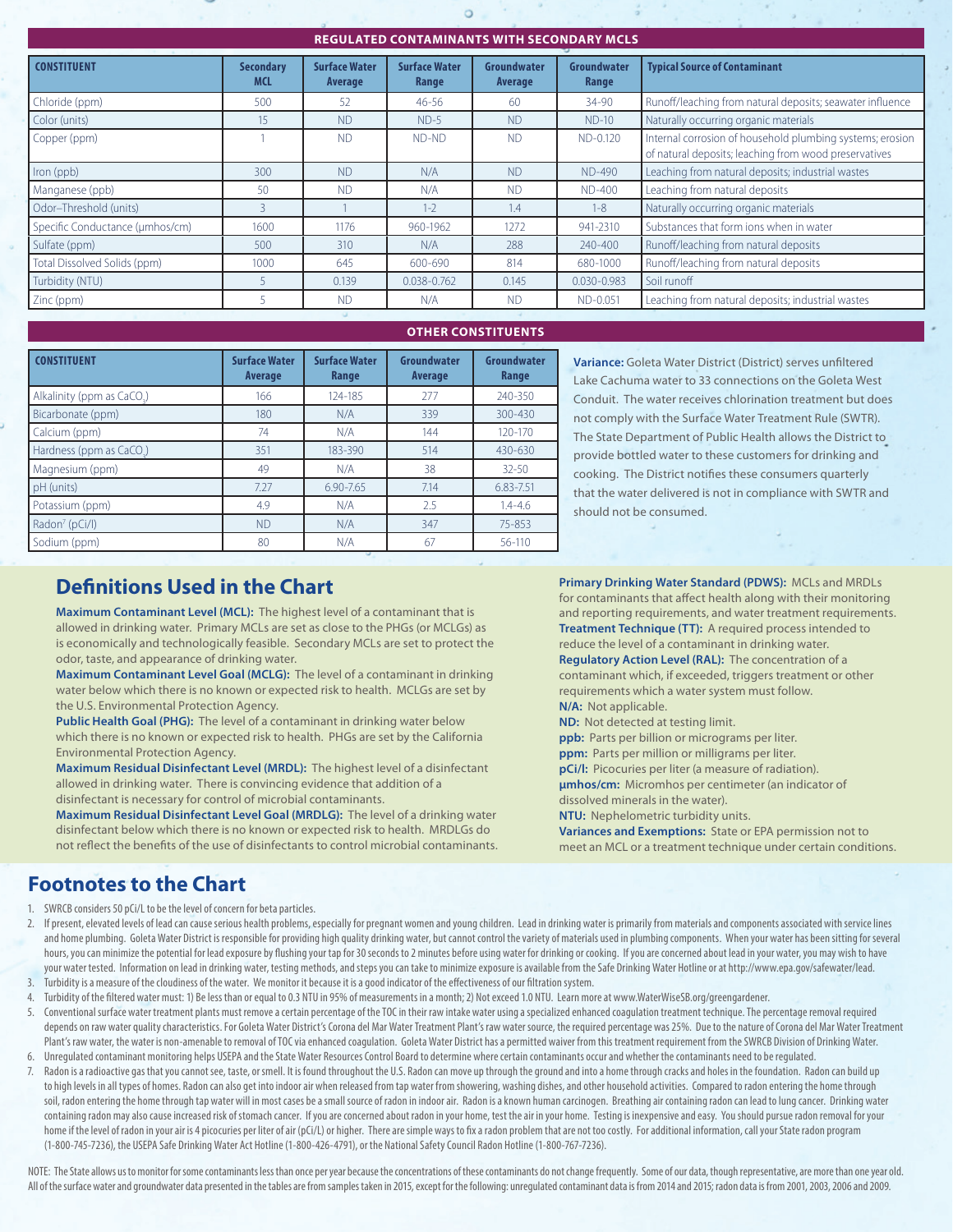## REGULATED CONTAMINANTS WITH SECONDARY MCLS

| CONSTITUENT | Secondary MCL | Surface Water Average | Surface Water Range | Groundwater Average | Groundwater Range | Typical Source of Contaminant |
|---|---|---|---|---|---|---|
| Chloride (ppm) | 500 | 52 | 46-56 | 60 | 34-90 | Runoff/leaching from natural deposits; seawater influence |
| Color (units) | 15 | ND | ND-5 | ND | ND-10 | Naturally occurring organic materials |
| Copper (ppm) | 1 | ND | ND-ND | ND | ND-0.120 | Internal corrosion of household plumbing systems; erosion of natural deposits; leaching from wood preservatives |
| Iron (ppb) | 300 | ND | N/A | ND | ND-490 | Leaching from natural deposits; industrial wastes |
| Manganese (ppb) | 50 | ND | N/A | ND | ND-400 | Leaching from natural deposits |
| Odor–Threshold (units) | 3 | 1 | 1-2 | 1.4 | 1-8 | Naturally occurring organic materials |
| Specific Conductance (µmhos/cm) | 1600 | 1176 | 960-1962 | 1272 | 941-2310 | Substances that form ions when in water |
| Sulfate (ppm) | 500 | 310 | N/A | 288 | 240-400 | Runoff/leaching from natural deposits |
| Total Dissolved Solids (ppm) | 1000 | 645 | 600-690 | 814 | 680-1000 | Runoff/leaching from natural deposits |
| Turbidity (NTU) | 5 | 0.139 | 0.038-0.762 | 0.145 | 0.030-0.983 | Soil runoff |
| Zinc (ppm) | 5 | ND | N/A | ND | ND-0.051 | Leaching from natural deposits; industrial wastes |

## OTHER CONSTITUENTS

| CONSTITUENT | Surface Water Average | Surface Water Range | Groundwater Average | Groundwater Range |
|---|---|---|---|---|
| Alkalinity (ppm as $CaCO_3$) | 166 | 124-185 | 277 | 240-350 |
| Bicarbonate (ppm) | 180 | N/A | 339 | 300-430 |
| Calcium (ppm) | 74 | N/A | 144 | 120-170 |
| Hardness (ppm as $CaCO_3$) | 351 | 183-390 | 514 | 430-630 |
| Magnesium (ppm) | 49 | N/A | 38 | 32-50 |
| pH (units) | 7.27 | 6.90-7.65 | 7.14 | 6.83-7.51 |
| Potassium (ppm) | 4.9 | N/A | 2.5 | 1.4-4.6 |
| Radon[7] (pCi/l) | ND | N/A | 347 | 75-853 |
| Sodium (ppm) | 80 | N/A | 67 | 56-110 |

**Variance:** Goleta Water District (District) serves unfiltered Lake Cachuma water to 33 connections on the Goleta West Conduit. The water receives chlorination treatment but does not comply with the Surface Water Treatment Rule (SWTR). The State Department of Public Health allows the District to provide bottled water to these customers for drinking and cooking. The District notifies these consumers quarterly that the water delivered is not in compliance with SWTR and should not be consumed.

## Definitions Used in the Chart

**Maximum Contaminant Level (MCL):** The highest level of a contaminant that is allowed in drinking water. Primary MCLs are set as close to the PHGs (or MCLGs) as is economically and technologically feasible. Secondary MCLs are set to protect the odor, taste, and appearance of drinking water.

**Maximum Contaminant Level Goal (MCLG):** The level of a contaminant in drinking water below which there is no known or expected risk to health. MCLGs are set by the U.S. Environmental Protection Agency.

**Public Health Goal (PHG):** The level of a contaminant in drinking water below which there is no known or expected risk to health. PHGs are set by the California Environmental Protection Agency.

**Maximum Residual Disinfectant Level (MRDL):** The highest level of a disinfectant allowed in drinking water. There is convincing evidence that addition of a disinfectant is necessary for control of microbial contaminants.

**Maximum Residual Disinfectant Level Goal (MRDLG):** The level of a drinking water disinfectant below which there is no known or expected risk to health. MRDLGs do not reflect the benefits of the use of disinfectants to control microbial contaminants.

**Primary Drinking Water Standard (PDWS):** MCLs and MRDLs for contaminants that affect health along with their monitoring and reporting requirements, and water treatment requirements.

**Treatment Technique (TT):** A required process intended to reduce the level of a contaminant in drinking water.

**Regulatory Action Level (RAL):** The concentration of a contaminant which, if exceeded, triggers treatment or other requirements which a water system must follow.

**N/A:** Not applicable.

**ND:** Not detected at testing limit.

**ppb:** Parts per billion or micrograms per liter.

**ppm:** Parts per million or milligrams per liter.

**pCi/l:** Picocuries per liter (a measure of radiation).

**µmhos/cm:** Micromhos per centimeter (an indicator of dissolved minerals in the water).

**NTU:** Nephelometric turbidity units.

**Variances and Exemptions:** State or EPA permission not to meet an MCL or a treatment technique under certain conditions.

## Footnotes to the Chart

1. SWRCB considers 50 pCi/L to be the level of concern for beta particles.
2. If present, elevated levels of lead can cause serious health problems, especially for pregnant women and young children. Lead in drinking water is primarily from materials and components associated with service lines and home plumbing. Goleta Water District is responsible for providing high quality drinking water, but cannot control the variety of materials used in plumbing components. When your water has been sitting for several hours, you can minimize the potential for lead exposure by flushing your tap for 30 seconds to 2 minutes before using water for drinking or cooking. If you are concerned about lead in your water, you may wish to have your water tested. Information on lead in drinking water, testing methods, and steps you can take to minimize exposure is available from the Safe Drinking Water Hotline or at http://www.epa.gov/safewater/lead.
3. Turbidity is a measure of the cloudiness of the water. We monitor it because it is a good indicator of the effectiveness of our filtration system.
4. Turbidity of the filtered water must: 1) Be less than or equal to 0.3 NTU in 95% of measurements in a month; 2) Not exceed 1.0 NTU. Learn more at www.WaterWiseSB.org/greengardener.
5. Conventional surface water treatment plants must remove a certain percentage of the TOC in their raw intake water using a specialized enhanced coagulation treatment technique. The percentage removal required depends on raw water quality characteristics. For Goleta Water District's Corona del Mar Water Treatment Plant's raw water source, the required percentage was 25%. Due to the nature of Corona del Mar Water Treatment Plant's raw water, the water is non-amenable to removal of TOC via enhanced coagulation. Goleta Water District has a permitted waiver from this treatment requirement from the SWRCB Division of Drinking Water.
6. Unregulated contaminant monitoring helps USEPA and the State Water Resources Control Board to determine where certain contaminants occur and whether the contaminants need to be regulated.
7. Radon is a radioactive gas that you cannot see, taste, or smell. It is found throughout the U.S. Radon can move up through the ground and into a home through cracks and holes in the foundation. Radon can build up to high levels in all types of homes. Radon can also get into indoor air when released from tap water from showering, washing dishes, and other household activities. Compared to radon entering the home through soil, radon entering the home through tap water will in most cases be a small source of radon in indoor air. Radon is a known human carcinogen. Breathing air containing radon can lead to lung cancer. Drinking water containing radon may also cause increased risk of stomach cancer. If you are concerned about radon in your home, test the air in your home. Testing is inexpensive and easy. You should pursue radon removal for your home if the level of radon in your air is 4 picocuries per liter of air (pCi/L) or higher. There are simple ways to fix a radon problem that are not too costly. For additional information, call your State radon program (1-800-745-7236), the USEPA Safe Drinking Water Act Hotline (1-800-426-4791), or the National Safety Council Radon Hotline (1-800-767-7236).

NOTE: The State allows us to monitor for some contaminants less than once per year because the concentrations of these contaminants do not change frequently. Some of our data, though representative, are more than one year old. All of the surface water and groundwater data presented in the tables are from samples taken in 2015, except for the following: unregulated contaminant data is from 2014 and 2015; radon data is from 2001, 2003, 2006 and 2009.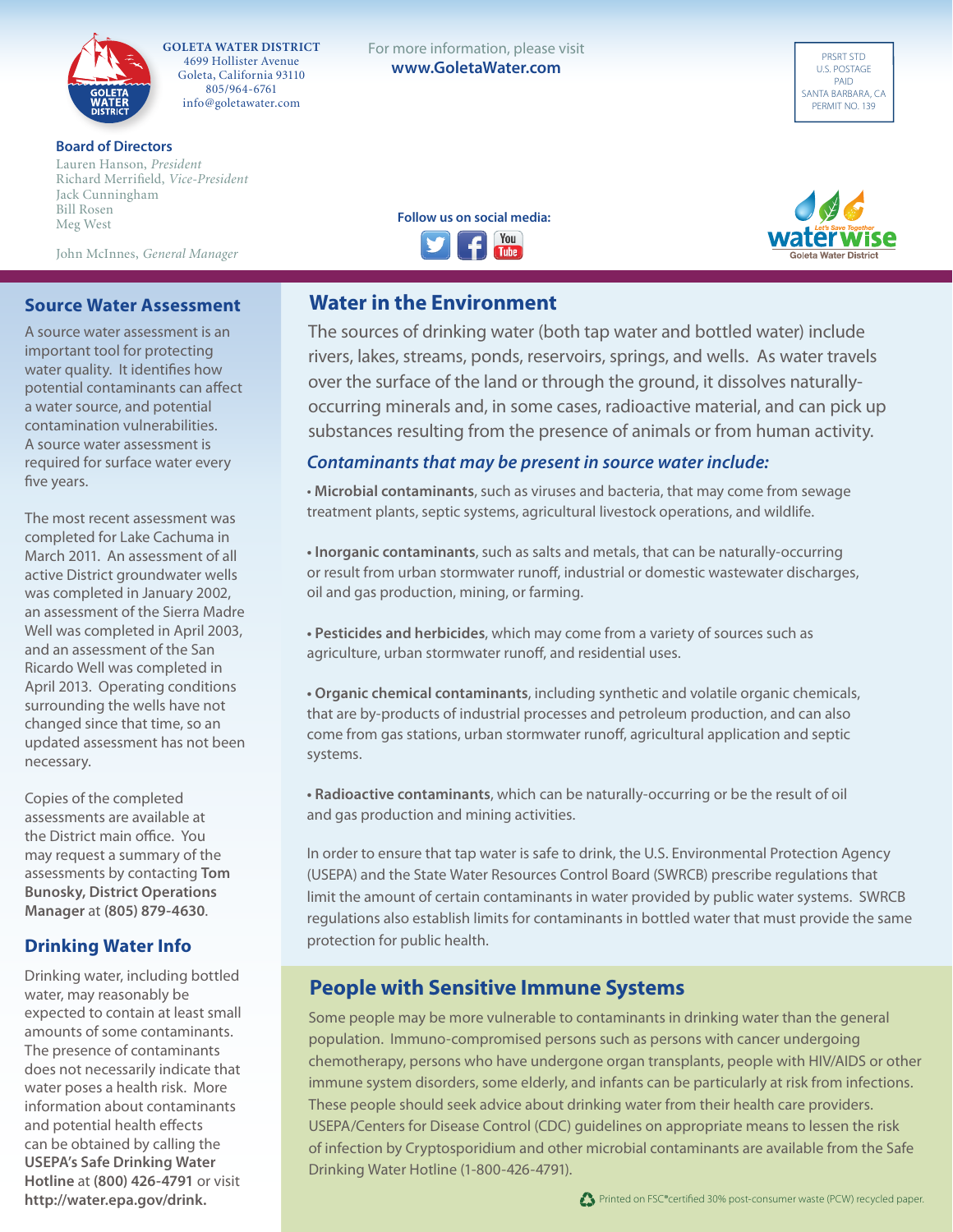**GOLETA WATER DISTRICT**
4699 Hollister Avenue
Goleta, California 93110
805/964-6761
info@goletawater.com

For more information, please visit
**www.GoletaWater.com**

PRSRT STD
U.S. POSTAGE
PAID
SANTA BARBARA, CA
PERMIT NO. 139

**Board of Directors**
Lauren Hanson, *President*
Richard Merrifield, *Vice-President*
Jack Cunningham
Bill Rosen
Meg West

John McInnes, *General Manager*

**Follow us on social media:**

## Source Water Assessment

A source water assessment is an important tool for protecting water quality. It identifies how potential contaminants can affect a water source, and potential contamination vulnerabilities. A source water assessment is required for surface water every five years.

The most recent assessment was completed for Lake Cachuma in March 2011. An assessment of all active District groundwater wells was completed in January 2002, an assessment of the Sierra Madre Well was completed in April 2003, and an assessment of the San Ricardo Well was completed in April 2013. Operating conditions surrounding the wells have not changed since that time, so an updated assessment has not been necessary.

Copies of the completed assessments are available at the District main office. You may request a summary of the assessments by contacting **Tom Bunosky, District Operations Manager** at **(805) 879-4630**.

## Drinking Water Info

Drinking water, including bottled water, may reasonably be expected to contain at least small amounts of some contaminants. The presence of contaminants does not necessarily indicate that water poses a health risk. More information about contaminants and potential health effects can be obtained by calling the **USEPA's Safe Drinking Water Hotline** at **(800) 426-4791** or visit **http://water.epa.gov/drink.**

## Water in the Environment

The sources of drinking water (both tap water and bottled water) include rivers, lakes, streams, ponds, reservoirs, springs, and wells. As water travels over the surface of the land or through the ground, it dissolves naturally-occurring minerals and, in some cases, radioactive material, and can pick up substances resulting from the presence of animals or from human activity.

### *Contaminants that may be present in source water include:*

- **Microbial contaminants**, such as viruses and bacteria, that may come from sewage treatment plants, septic systems, agricultural livestock operations, and wildlife.
- **Inorganic contaminants**, such as salts and metals, that can be naturally-occurring or result from urban stormwater runoff, industrial or domestic wastewater discharges, oil and gas production, mining, or farming.
- **Pesticides and herbicides**, which may come from a variety of sources such as agriculture, urban stormwater runoff, and residential uses.
- **Organic chemical contaminants**, including synthetic and volatile organic chemicals, that are by-products of industrial processes and petroleum production, and can also come from gas stations, urban stormwater runoff, agricultural application and septic systems.
- **Radioactive contaminants**, which can be naturally-occurring or be the result of oil and gas production and mining activities.

In order to ensure that tap water is safe to drink, the U.S. Environmental Protection Agency (USEPA) and the State Water Resources Control Board (SWRCB) prescribe regulations that limit the amount of certain contaminants in water provided by public water systems. SWRCB regulations also establish limits for contaminants in bottled water that must provide the same protection for public health.

## People with Sensitive Immune Systems

Some people may be more vulnerable to contaminants in drinking water than the general population. Immuno-compromised persons such as persons with cancer undergoing chemotherapy, persons who have undergone organ transplants, people with HIV/AIDS or other immune system disorders, some elderly, and infants can be particularly at risk from infections. These people should seek advice about drinking water from their health care providers. USEPA/Centers for Disease Control (CDC) guidelines on appropriate means to lessen the risk of infection by Cryptosporidium and other microbial contaminants are available from the Safe Drinking Water Hotline (1-800-426-4791).

Printed on FSC®certified 30% post-consumer waste (PCW) recycled paper.